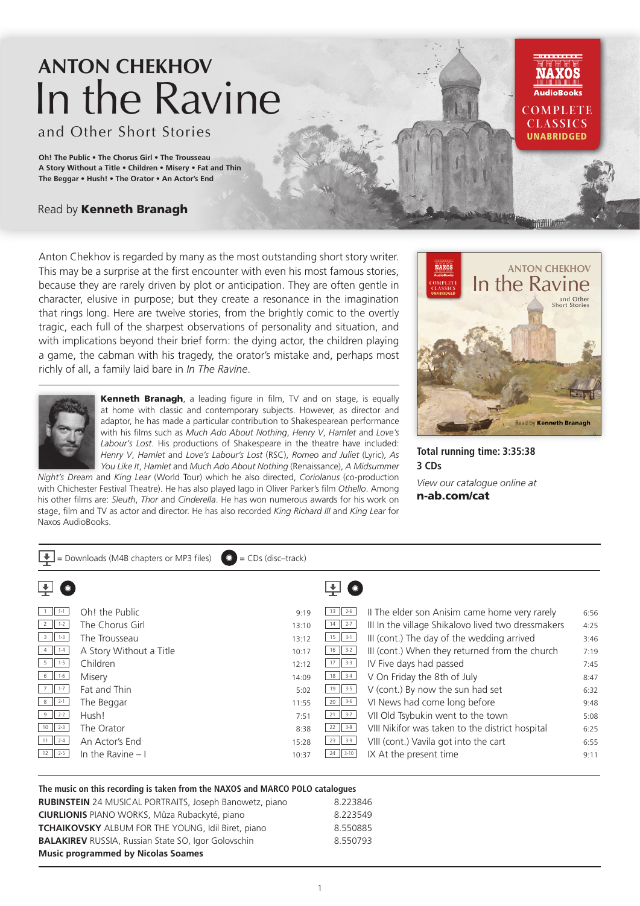# ANTON CHEKHOV
# In the Ravine
## and Other Short Stories

**Oh! The Public • The Chorus Girl • The Trousseau**
**A Story Without a Title • Children • Misery • Fat and Thin**
**The Beggar • Hush! • The Orator • An Actor's End**

Read by **Kenneth Branagh**

NAXOS AudioBooks
COMPLETE CLASSICS
UNABRIDGED

Anton Chekhov is regarded by many as the most outstanding short story writer. This may be a surprise at the first encounter with even his most famous stories, because they are rarely driven by plot or anticipation. They are often gentle in character, elusive in purpose; but they create a resonance in the imagination that rings long. Here are twelve stories, from the brightly comic to the overtly tragic, each full of the sharpest observations of personality and situation, and with implications beyond their brief form: the dying actor, the children playing a game, the cabman with his tragedy, the orator's mistake and, perhaps most richly of all, a family laid bare in *In The Ravine*.

**Kenneth Branagh**, a leading figure in film, TV and on stage, is equally at home with classic and contemporary subjects. However, as director and adaptor, he has made a particular contribution to Shakespearean performance with his films such as *Much Ado About Nothing*, *Henry V*, *Hamlet* and *Love's Labour's Lost*. His productions of Shakespeare in the theatre have included: *Henry V*, *Hamlet* and *Love's Labour's Lost* (RSC), *Romeo and Juliet* (Lyric), *As You Like It*, *Hamlet* and *Much Ado About Nothing* (Renaissance), *A Midsummer Night's Dream* and *King Lear* (World Tour) which he also directed, *Coriolanus* (co-production with Chichester Festival Theatre). He has also played Iago in Oliver Parker's film *Othello*. Among his other films are: *Sleuth*, *Thor* and *Cinderella*. He has won numerous awards for his work on stage, film and TV as actor and director. He has also recorded *King Richard III* and *King Lear* for Naxos AudioBooks.

**Total running time: 3:35:38**
**3 CDs**

*View our catalogue online at*
**n-ab.com/cat**

= Downloads (M4B chapters or MP3 files) = CDs (disc–track)

| Download | CD | Title | Time |
|---|---|---|---|
| 1 | 1-1 | Oh! the Public | 9:19 |
| 2 | 1-2 | The Chorus Girl | 13:10 |
| 3 | 1-3 | The Trousseau | 13:12 |
| 4 | 1-4 | A Story Without a Title | 10:17 |
| 5 | 1-5 | Children | 12:12 |
| 6 | 1-6 | Misery | 14:09 |
| 7 | 1-7 | Fat and Thin | 5:02 |
| 8 | 2-1 | The Beggar | 11:55 |
| 9 | 2-2 | Hush! | 7:51 |
| 10 | 2-3 | The Orator | 8:38 |
| 11 | 2-4 | An Actor's End | 15:28 |
| 12 | 2-5 | In the Ravine – I | 10:37 |
| 13 | 2-6 | II The elder son Anisim came home very rarely | 6:56 |
| 14 | 2-7 | III In the village Shikalovo lived two dressmakers | 4:25 |
| 15 | 3-1 | III (cont.) The day of the wedding arrived | 3:46 |
| 16 | 3-2 | III (cont.) When they returned from the church | 7:19 |
| 17 | 3-3 | IV Five days had passed | 7:45 |
| 18 | 3-4 | V On Friday the 8th of July | 8:47 |
| 19 | 3-5 | V (cont.) By now the sun had set | 6:32 |
| 20 | 3-6 | VI News had come long before | 9:48 |
| 21 | 3-7 | VII Old Tsybukin went to the town | 5:08 |
| 22 | 3-8 | VIII Nikifor was taken to the district hospital | 6:25 |
| 23 | 3-9 | VIII (cont.) Vavila got into the cart | 6:55 |
| 24 | 3-10 | IX At the present time | 9:11 |

**The music on this recording is taken from the NAXOS and MARCO POLO catalogues**

| | |
|---|---|
| **RUBINSTEIN** 24 MUSICAL PORTRAITS, Joseph Banowetz, piano | 8.223846 |
| **CIURLIONIS** PIANO WORKS, Mûza Rubackyté, piano | 8.223549 |
| **TCHAIKOVSKY** ALBUM FOR THE YOUNG, Idil Biret, piano | 8.550885 |
| **BALAKIREV** RUSSIA, Russian State SO, Igor Golovschin | 8.550793 |

**Music programmed by Nicolas Soames**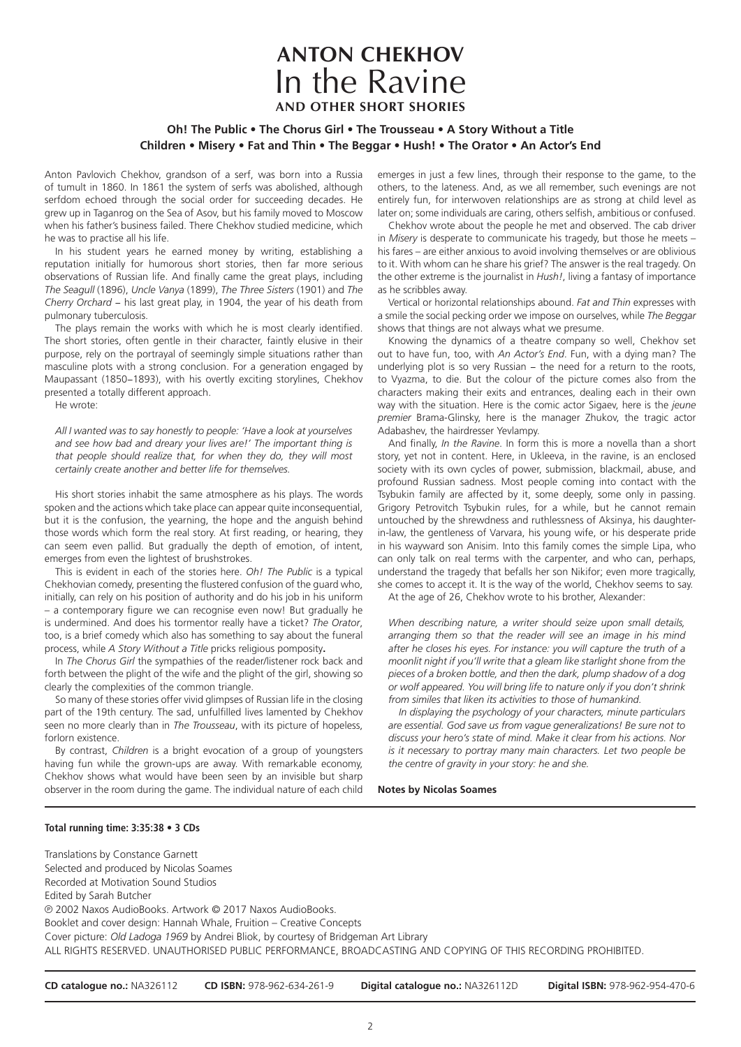# ANTON CHEKHOV
# In the Ravine
## AND OTHER SHORT SHORIES

**Oh! The Public • The Chorus Girl • The Trousseau • A Story Without a Title**
**Children • Misery • Fat and Thin • The Beggar • Hush! • The Orator • An Actor's End**

Anton Pavlovich Chekhov, grandson of a serf, was born into a Russia of tumult in 1860. In 1861 the system of serfs was abolished, although serfdom echoed through the social order for succeeding decades. He grew up in Taganrog on the Sea of Asov, but his family moved to Moscow when his father's business failed. There Chekhov studied medicine, which he was to practise all his life.

In his student years he earned money by writing, establishing a reputation initially for humorous short stories, then far more serious observations of Russian life. And finally came the great plays, including *The Seagull* (1896), *Uncle Vanya* (1899), *The Three Sisters* (1901) and *The Cherry Orchard* – his last great play, in 1904, the year of his death from pulmonary tuberculosis.

The plays remain the works with which he is most clearly identified. The short stories, often gentle in their character, faintly elusive in their purpose, rely on the portrayal of seemingly simple situations rather than masculine plots with a strong conclusion. For a generation engaged by Maupassant (1850–1893), with his overtly exciting storylines, Chekhov presented a totally different approach.

He wrote:

*All I wanted was to say honestly to people: 'Have a look at yourselves and see how bad and dreary your lives are!' The important thing is that people should realize that, for when they do, they will most certainly create another and better life for themselves.*

His short stories inhabit the same atmosphere as his plays. The words spoken and the actions which take place can appear quite inconsequential, but it is the confusion, the yearning, the hope and the anguish behind those words which form the real story. At first reading, or hearing, they can seem even pallid. But gradually the depth of emotion, of intent, emerges from even the lightest of brushstrokes.

This is evident in each of the stories here. *Oh! The Public* is a typical Chekhovian comedy, presenting the flustered confusion of the guard who, initially, can rely on his position of authority and do his job in his uniform – a contemporary figure we can recognise even now! But gradually he is undermined. And does his tormentor really have a ticket? *The Orator*, too, is a brief comedy which also has something to say about the funeral process, while *A Story Without a Title* pricks religious pomposity**.**

In *The Chorus Girl* the sympathies of the reader/listener rock back and forth between the plight of the wife and the plight of the girl, showing so clearly the complexities of the common triangle.

So many of these stories offer vivid glimpses of Russian life in the closing part of the 19th century. The sad, unfulfilled lives lamented by Chekhov seen no more clearly than in *The Trousseau*, with its picture of hopeless, forlorn existence.

By contrast, *Children* is a bright evocation of a group of youngsters having fun while the grown-ups are away. With remarkable economy, Chekhov shows what would have been seen by an invisible but sharp observer in the room during the game. The individual nature of each child emerges in just a few lines, through their response to the game, to the others, to the lateness. And, as we all remember, such evenings are not entirely fun, for interwoven relationships are as strong at child level as later on; some individuals are caring, others selfish, ambitious or confused.

Chekhov wrote about the people he met and observed. The cab driver in *Misery* is desperate to communicate his tragedy, but those he meets – his fares – are either anxious to avoid involving themselves or are oblivious to it. With whom can he share his grief? The answer is the real tragedy. On the other extreme is the journalist in *Hush!*, living a fantasy of importance as he scribbles away.

Vertical or horizontal relationships abound. *Fat and Thin* expresses with a smile the social pecking order we impose on ourselves, while *The Beggar* shows that things are not always what we presume.

Knowing the dynamics of a theatre company so well, Chekhov set out to have fun, too, with *An Actor's End*. Fun, with a dying man? The underlying plot is so very Russian – the need for a return to the roots, to Vyazma, to die. But the colour of the picture comes also from the characters making their exits and entrances, dealing each in their own way with the situation. Here is the comic actor Sigaev, here is the *jeune premier* Brama-Glinsky, here is the manager Zhukov, the tragic actor Adabashev, the hairdresser Yevlampy.

And finally, *In the Ravine*. In form this is more a novella than a short story, yet not in content. Here, in Ukleeva, in the ravine, is an enclosed society with its own cycles of power, submission, blackmail, abuse, and profound Russian sadness. Most people coming into contact with the Tsybukin family are affected by it, some deeply, some only in passing. Grigory Petrovitch Tsybukin rules, for a while, but he cannot remain untouched by the shrewdness and ruthlessness of Aksinya, his daughter-in-law, the gentleness of Varvara, his young wife, or his desperate pride in his wayward son Anisim. Into this family comes the simple Lipa, who can only talk on real terms with the carpenter, and who can, perhaps, understand the tragedy that befalls her son Nikifor; even more tragically, she comes to accept it. It is the way of the world, Chekhov seems to say.

At the age of 26, Chekhov wrote to his brother, Alexander:

*When describing nature, a writer should seize upon small details, arranging them so that the reader will see an image in his mind after he closes his eyes. For instance: you will capture the truth of a moonlit night if you'll write that a gleam like starlight shone from the pieces of a broken bottle, and then the dark, plump shadow of a dog or wolf appeared. You will bring life to nature only if you don't shrink from similes that liken its activities to those of humankind.*

*In displaying the psychology of your characters, minute particulars are essential. God save us from vague generalizations! Be sure not to discuss your hero's state of mind. Make it clear from his actions. Nor is it necessary to portray many main characters. Let two people be the centre of gravity in your story: he and she.*

**Notes by Nicolas Soames**

**Total running time: 3:35:38 • 3 CDs**

Translations by Constance Garnett
Selected and produced by Nicolas Soames
Recorded at Motivation Sound Studios
Edited by Sarah Butcher
℗ 2002 Naxos AudioBooks. Artwork © 2017 Naxos AudioBooks.
Booklet and cover design: Hannah Whale, Fruition – Creative Concepts
Cover picture: *Old Ladoga 1969* by Andrei Bliok, by courtesy of Bridgeman Art Library
ALL RIGHTS RESERVED. UNAUTHORISED PUBLIC PERFORMANCE, BROADCASTING AND COPYING OF THIS RECORDING PROHIBITED.

**CD catalogue no.:** NA326112 **CD ISBN:** 978-962-634-261-9 **Digital catalogue no.:** NA326112D **Digital ISBN:** 978-962-954-470-6